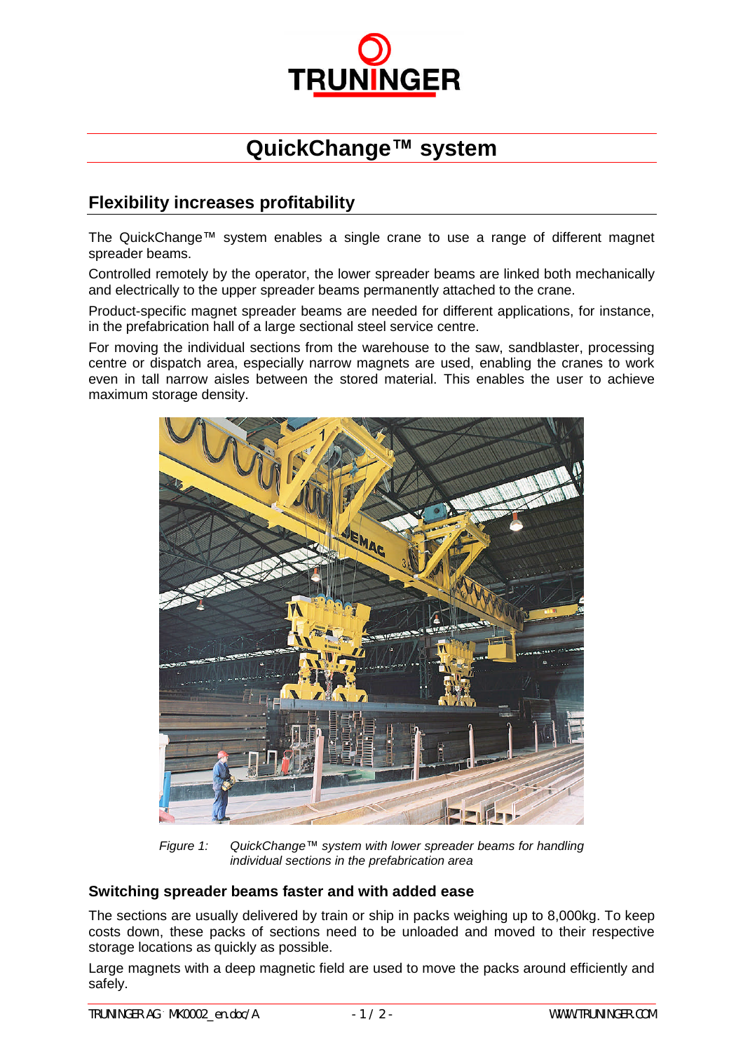# QuickChange™ system

## Flexibility increases profitability

The QuickChange™ system enables a single crane to use a range of different magnet spreader beams.

Controlled remotely by the operator, the lower spreader beams are linked both mechanically and electrically to the upper spreader beams permanently attached to the crane.

Product-specific magnet spreader beams are needed for different applications, for instance, in the prefabrication hall of a large sectional steel service centre.

For moving the individual sections from the warehouse to the saw, sandblaster, processing centre or dispatch area, especially narrow magnets are used, enabling the cranes to work even in tall narrow aisles between the stored material. This enables the user to achieve maximum storage density.

*Figure 1: QuickChange™ system with lower spreader beams for handling individual sections in the prefabrication area*

### Switching spreader beams faster and with added ease

The sections are usually delivered by train or ship in packs weighing up to 8,000kg. To keep costs down, these packs of sections need to be unloaded and moved to their respective storage locations as quickly as possible.

Large magnets with a deep magnetic field are used to move the packs around efficiently and safely.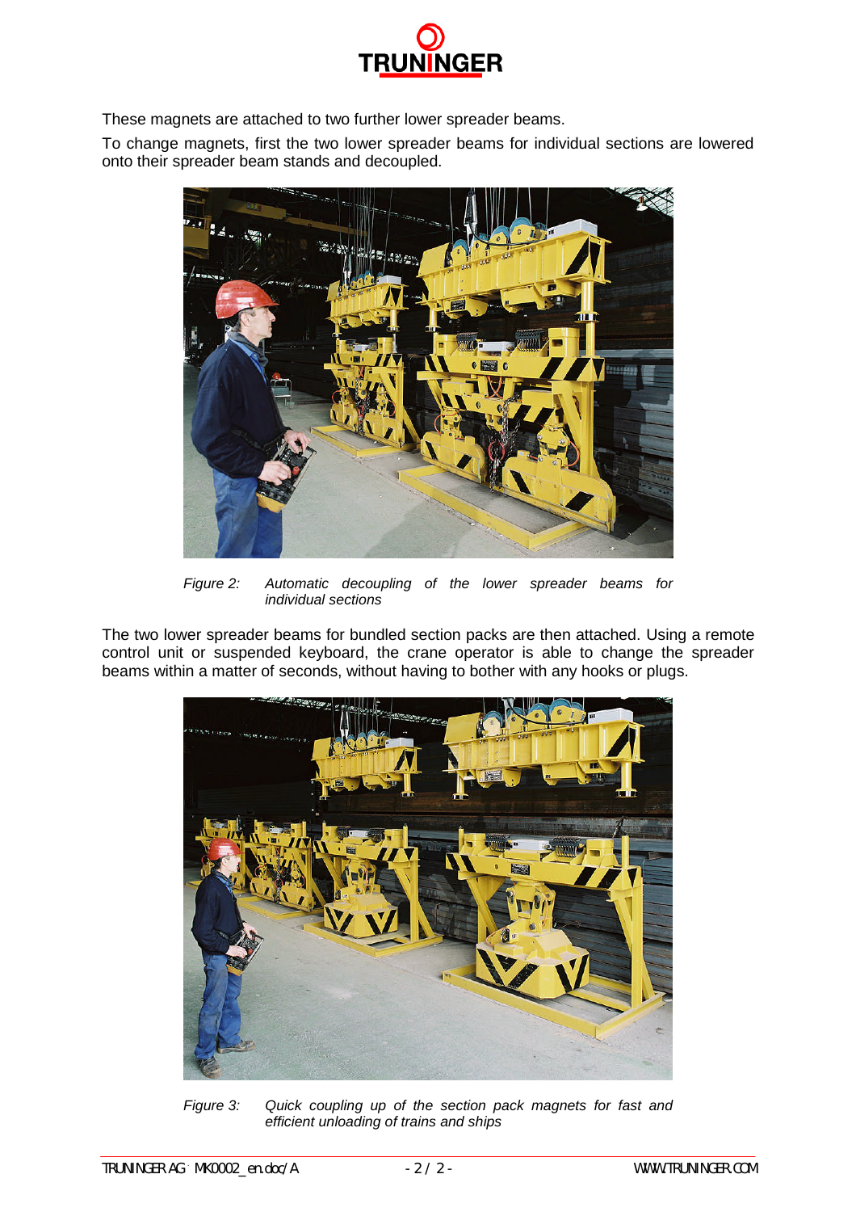These magnets are attached to two further lower spreader beams.

To change magnets, first the two lower spreader beams for individual sections are lowered onto their spreader beam stands and decoupled.

*Figure 2: Automatic decoupling of the lower spreader beams for individual sections*

The two lower spreader beams for bundled section packs are then attached. Using a remote control unit or suspended keyboard, the crane operator is able to change the spreader beams within a matter of seconds, without having to bother with any hooks or plugs.

*Figure 3: Quick coupling up of the section pack magnets for fast and efficient unloading of trains and ships*